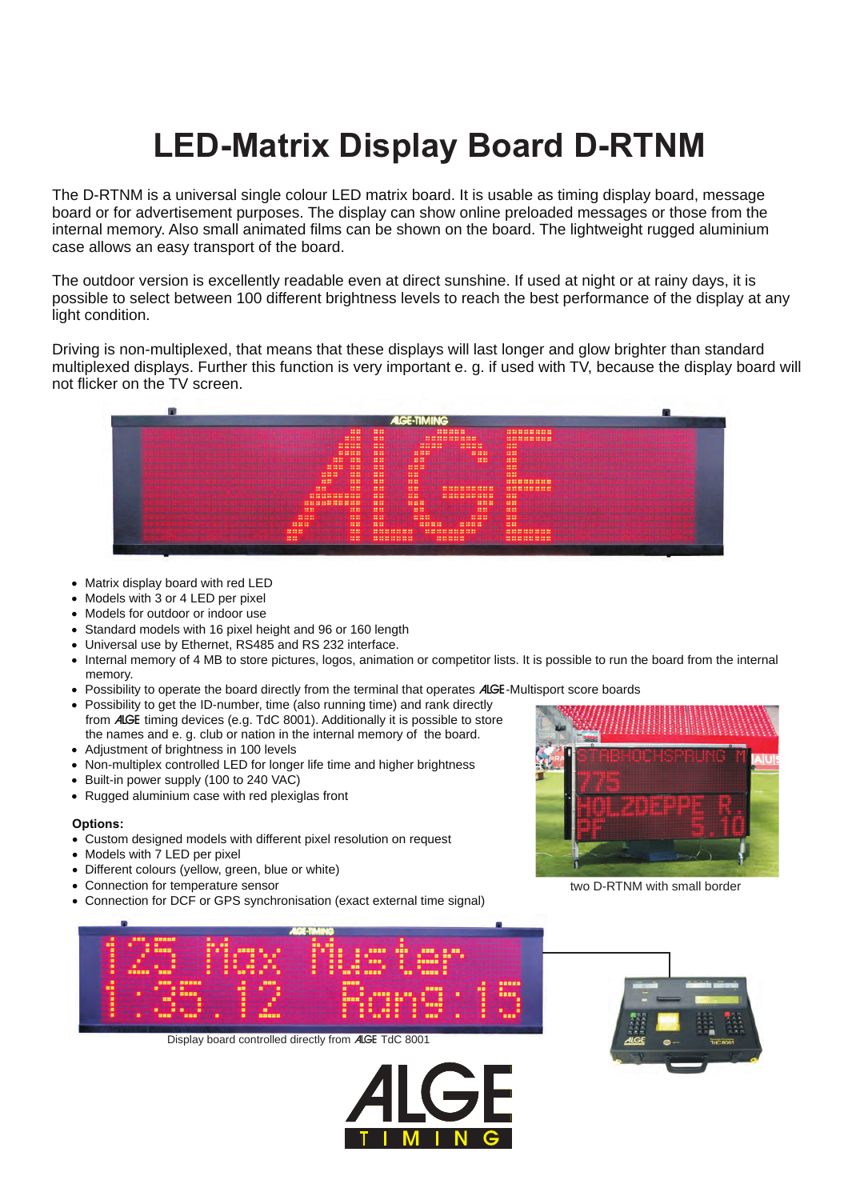# LED-Matrix Display Board D-RTNM

The D-RTNM is a universal single colour LED matrix board. It is usable as timing display board, message board or for advertisement purposes. The display can show online preloaded messages or those from the internal memory. Also small animated films can be shown on the board. The lightweight rugged aluminium case allows an easy transport of the board.

The outdoor version is excellently readable even at direct sunshine. If used at night or at rainy days, it is possible to select between 100 different brightness levels to reach the best performance of the display at any light condition.

Driving is non-multiplexed, that means that these displays will last longer and glow brighter than standard multiplexed displays. Further this function is very important e. g. if used with TV, because the display board will not flicker on the TV screen.

- Matrix display board with red LED
- Models with 3 or 4 LED per pixel
- Models for outdoor or indoor use
- Standard models with 16 pixel height and 96 or 160 length
- Universal use by Ethernet, RS485 and RS 232 interface.
- Internal memory of 4 MB to store pictures, logos, animation or competitor lists. It is possible to run the board from the internal memory.
- Possibility to operate the board directly from the terminal that operates ALGE-Multisport score boards
- Possibility to get the ID-number, time (also running time) and rank directly from ALGE timing devices (e.g. TdC 8001). Additionally it is possible to store the names and e. g. club or nation in the internal memory of the board.
- Adjustment of brightness in 100 levels
- Non-multiplex controlled LED for longer life time and higher brightness
- Built-in power supply (100 to 240 VAC)
- Rugged aluminium case with red plexiglas front

**Options:**

- Custom designed models with different pixel resolution on request
- Models with 7 LED per pixel
- Different colours (yellow, green, blue or white)
- Connection for temperature sensor
- Connection for DCF or GPS synchronisation (exact external time signal)

two D-RTNM with small border

Display board controlled directly from ALGE TdC 8001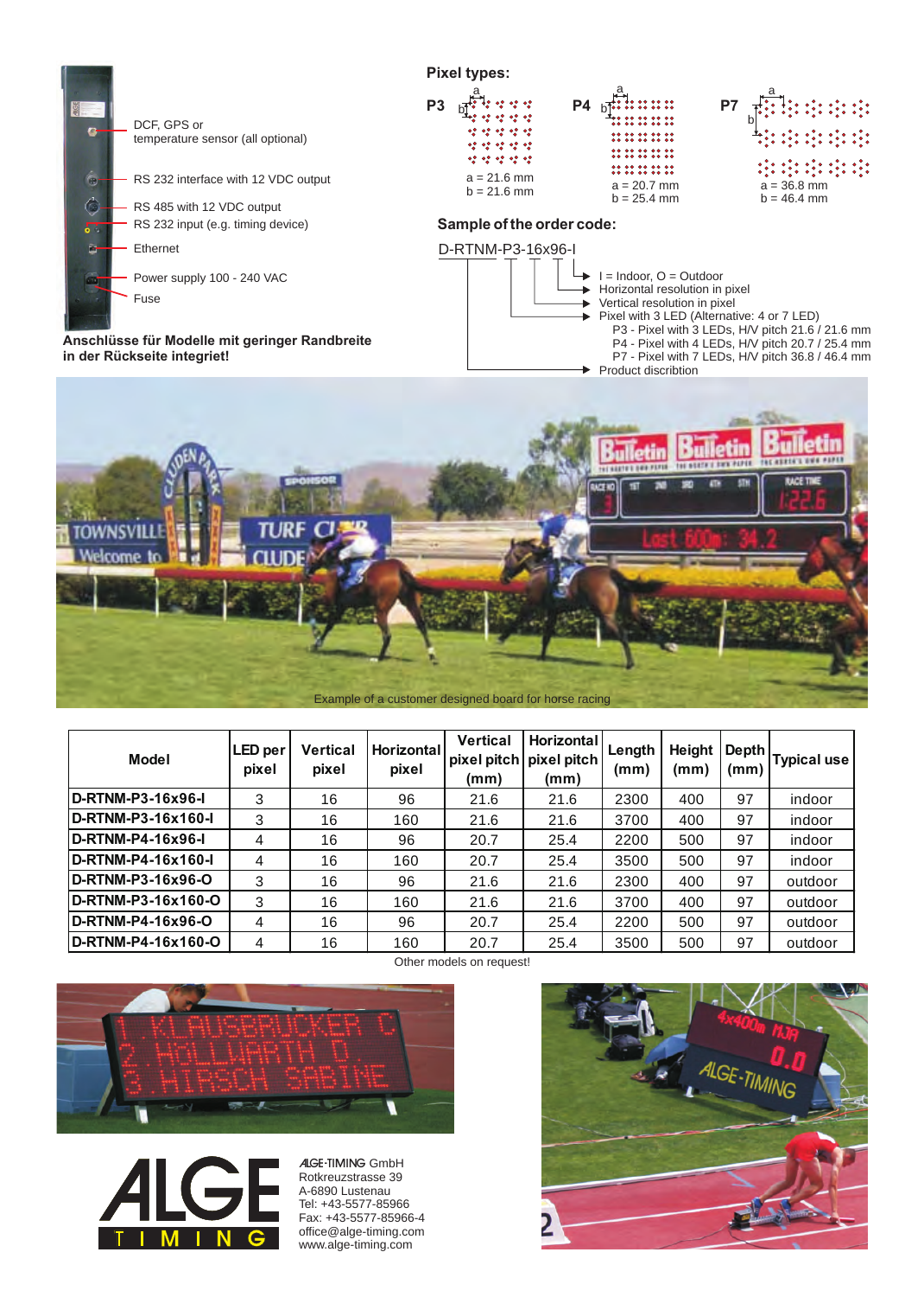DCF, GPS or temperature sensor (all optional)

RS 232 interface with 12 VDC output

RS 485 with 12 VDC output

RS 232 input (e.g. timing device)

Ethernet

Power supply 100 - 240 VAC

Fuse

**Anschlüsse für Modelle mit geringer Randbreite in der Rückseite integriert!**

## Pixel types:

**P3**

a = 21.6 mm
b = 21.6 mm

**P4**

a = 20.7 mm
b = 25.4 mm

**P7**

a = 36.8 mm
b = 46.4 mm

## Sample of the order code:

D-RTNM-P3-16x96-I

- I = Indoor, O = Outdoor
- Horizontal resolution in pixel
- Vertical resolution in pixel
- Pixel with 3 LED (Alternative: 4 or 7 LED)
  - P3 - Pixel with 3 LEDs, H/V pitch 21.6 / 21.6 mm
  - P4 - Pixel with 4 LEDs, H/V pitch 20.7 / 25.4 mm
  - P7 - Pixel with 7 LEDs, H/V pitch 36.8 / 46.4 mm
- Product discribtion

Example of a customer designed board for horse racing

| Model | LED per pixel | Vertical pixel | Horizontal pixel | Vertical pixel pitch (mm) | Horizontal pixel pitch (mm) | Length (mm) | Height (mm) | Depth (mm) | Typical use |
|---|---|---|---|---|---|---|---|---|---|
| D-RTNM-P3-16x96-I | 3 | 16 | 96 | 21.6 | 21.6 | 2300 | 400 | 97 | indoor |
| D-RTNM-P3-16x160-I | 3 | 16 | 160 | 21.6 | 21.6 | 3700 | 400 | 97 | indoor |
| D-RTNM-P4-16x96-I | 4 | 16 | 96 | 20.7 | 25.4 | 2200 | 500 | 97 | indoor |
| D-RTNM-P4-16x160-I | 4 | 16 | 160 | 20.7 | 25.4 | 3500 | 500 | 97 | indoor |
| D-RTNM-P3-16x96-O | 3 | 16 | 96 | 21.6 | 21.6 | 2300 | 400 | 97 | outdoor |
| D-RTNM-P3-16x160-O | 3 | 16 | 160 | 21.6 | 21.6 | 3700 | 400 | 97 | outdoor |
| D-RTNM-P4-16x96-O | 4 | 16 | 96 | 20.7 | 25.4 | 2200 | 500 | 97 | outdoor |
| D-RTNM-P4-16x160-O | 4 | 16 | 160 | 20.7 | 25.4 | 3500 | 500 | 97 | outdoor |

Other models on request!

ALGE-TIMING GmbH
Rotkreuzstrasse 39
A-6890 Lustenau
Tel: +43-5577-85966
Fax: +43-5577-85966-4
office@alge-timing.com
www.alge-timing.com